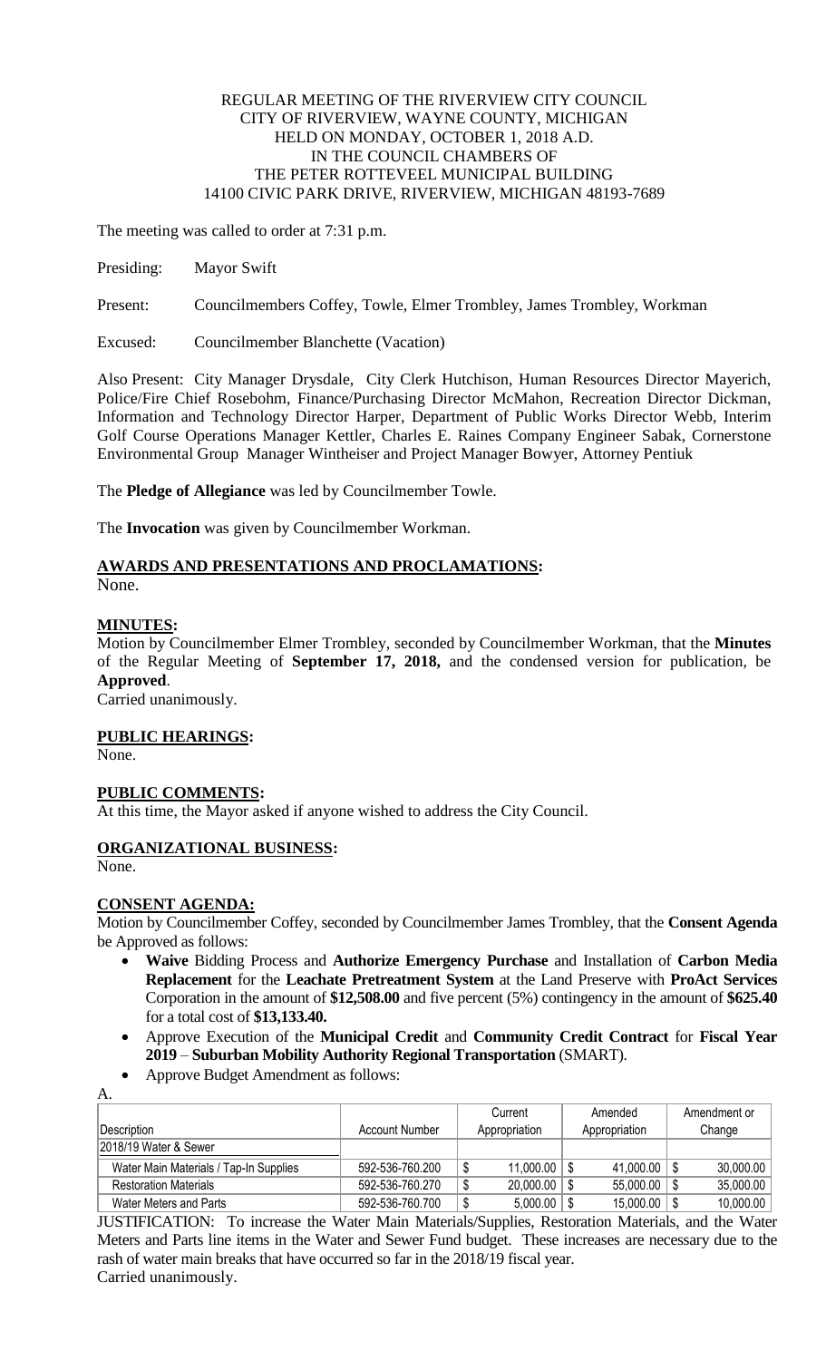REGULAR MEETING OF THE RIVERVIEW CITY COUNCIL
CITY OF RIVERVIEW, WAYNE COUNTY, MICHIGAN
HELD ON MONDAY, OCTOBER 1, 2018 A.D.
IN THE COUNCIL CHAMBERS OF
THE PETER ROTTEVEEL MUNICIPAL BUILDING
14100 CIVIC PARK DRIVE, RIVERVIEW, MICHIGAN 48193-7689

The meeting was called to order at 7:31 p.m.

Presiding: Mayor Swift

Present: Councilmembers Coffey, Towle, Elmer Trombley, James Trombley, Workman

Excused: Councilmember Blanchette (Vacation)

Also Present: City Manager Drysdale, City Clerk Hutchison, Human Resources Director Mayerich, Police/Fire Chief Rosebohm, Finance/Purchasing Director McMahon, Recreation Director Dickman, Information and Technology Director Harper, Department of Public Works Director Webb, Interim Golf Course Operations Manager Kettler, Charles E. Raines Company Engineer Sabak, Cornerstone Environmental Group Manager Wintheiser and Project Manager Bowyer, Attorney Pentiuk

The **Pledge of Allegiance** was led by Councilmember Towle.

The **Invocation** was given by Councilmember Workman.

## AWARDS AND PRESENTATIONS AND PROCLAMATIONS:

None.

## MINUTES:

Motion by Councilmember Elmer Trombley, seconded by Councilmember Workman, that the **Minutes** of the Regular Meeting of **September 17, 2018,** and the condensed version for publication, be **Approved**.
Carried unanimously.

## PUBLIC HEARINGS:

None.

## PUBLIC COMMENTS:

At this time, the Mayor asked if anyone wished to address the City Council.

## ORGANIZATIONAL BUSINESS:

None.

## CONSENT AGENDA:

Motion by Councilmember Coffey, seconded by Councilmember James Trombley, that the **Consent Agenda** be Approved as follows:

- **Waive** Bidding Process and **Authorize Emergency Purchase** and Installation of **Carbon Media Replacement** for the **Leachate Pretreatment System** at the Land Preserve with **ProAct Services** Corporation in the amount of **$12,508.00** and five percent (5%) contingency in the amount of **$625.40** for a total cost of **$13,133.40.**
- Approve Execution of the **Municipal Credit** and **Community Credit Contract** for **Fiscal Year 2019** – **Suburban Mobility Authority Regional Transportation** (SMART).
- Approve Budget Amendment as follows:

A.

| Description | Account Number | Current Appropriation | Amended Appropriation | Amendment or Change |
|---|---|---|---|---|
| 2018/19 Water & Sewer | | | | |
| Water Main Materials / Tap-In Supplies | 592-536-760.200 | $ 11,000.00 | $ 41,000.00 | $ 30,000.00 |
| Restoration Materials | 592-536-760.270 | $ 20,000.00 | $ 55,000.00 | $ 35,000.00 |
| Water Meters and Parts | 592-536-760.700 | $ 5,000.00 | $ 15,000.00 | $ 10,000.00 |

JUSTIFICATION: To increase the Water Main Materials/Supplies, Restoration Materials, and the Water Meters and Parts line items in the Water and Sewer Fund budget. These increases are necessary due to the rash of water main breaks that have occurred so far in the 2018/19 fiscal year.
Carried unanimously.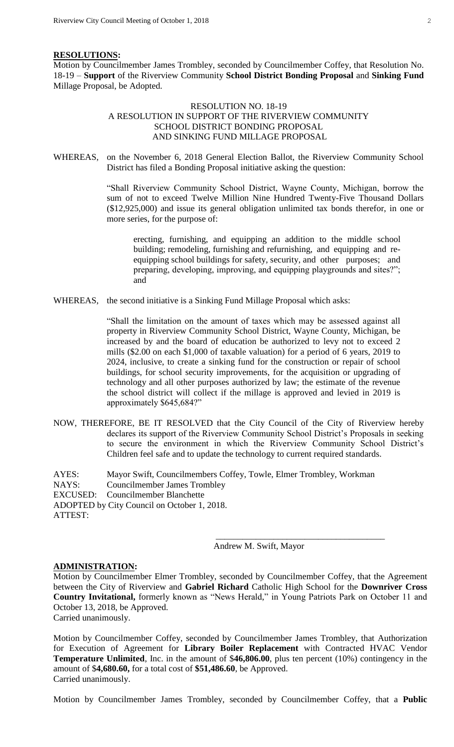**RESOLUTIONS:**

Motion by Councilmember James Trombley, seconded by Councilmember Coffey, that Resolution No. 18-19 – **Support** of the Riverview Community **School District Bonding Proposal** and **Sinking Fund** Millage Proposal, be Adopted.

RESOLUTION NO. 18-19
A RESOLUTION IN SUPPORT OF THE RIVERVIEW COMMUNITY SCHOOL DISTRICT BONDING PROPOSAL AND SINKING FUND MILLAGE PROPOSAL

WHEREAS, on the November 6, 2018 General Election Ballot, the Riverview Community School District has filed a Bonding Proposal initiative asking the question:

> "Shall Riverview Community School District, Wayne County, Michigan, borrow the sum of not to exceed Twelve Million Nine Hundred Twenty-Five Thousand Dollars ($12,925,000) and issue its general obligation unlimited tax bonds therefor, in one or more series, for the purpose of:
>
> > erecting, furnishing, and equipping an addition to the middle school building; remodeling, furnishing and refurnishing, and equipping and re-equipping school buildings for safety, security, and other purposes; and preparing, developing, improving, and equipping playgrounds and sites?"; and

WHEREAS, the second initiative is a Sinking Fund Millage Proposal which asks:

> "Shall the limitation on the amount of taxes which may be assessed against all property in Riverview Community School District, Wayne County, Michigan, be increased by and the board of education be authorized to levy not to exceed 2 mills ($2.00 on each $1,000 of taxable valuation) for a period of 6 years, 2019 to 2024, inclusive, to create a sinking fund for the construction or repair of school buildings, for school security improvements, for the acquisition or upgrading of technology and all other purposes authorized by law; the estimate of the revenue the school district will collect if the millage is approved and levied in 2019 is approximately $645,684?"

NOW, THEREFORE, BE IT RESOLVED that the City Council of the City of Riverview hereby declares its support of the Riverview Community School District's Proposals in seeking to secure the environment in which the Riverview Community School District's Children feel safe and to update the technology to current required standards.

AYES: Mayor Swift, Councilmembers Coffey, Towle, Elmer Trombley, Workman
NAYS: Councilmember James Trombley
EXCUSED: Councilmember Blanchette
ADOPTED by City Council on October 1, 2018.
ATTEST:

\_\_\_\_\_\_\_\_\_\_\_\_\_\_\_\_\_\_\_\_\_\_\_\_\_\_\_\_\_\_\_\_\_\_\_\_\_\_
Andrew M. Swift, Mayor

**ADMINISTRATION:**

Motion by Councilmember Elmer Trombley, seconded by Councilmember Coffey, that the Agreement between the City of Riverview and **Gabriel Richard** Catholic High School for the **Downriver Cross Country Invitational,** formerly known as "News Herald," in Young Patriots Park on October 11 and October 13, 2018, be Approved.
Carried unanimously.

Motion by Councilmember Coffey, seconded by Councilmember James Trombley, that Authorization for Execution of Agreement for **Library Boiler Replacement** with Contracted HVAC Vendor **Temperature Unlimited**, Inc. in the amount of $**46,806.00**, plus ten percent (10%) contingency in the amount of $**4,680.60,** for a total cost of **$51,486.60**, be Approved.
Carried unanimously.

Motion by Councilmember James Trombley, seconded by Councilmember Coffey, that a **Public**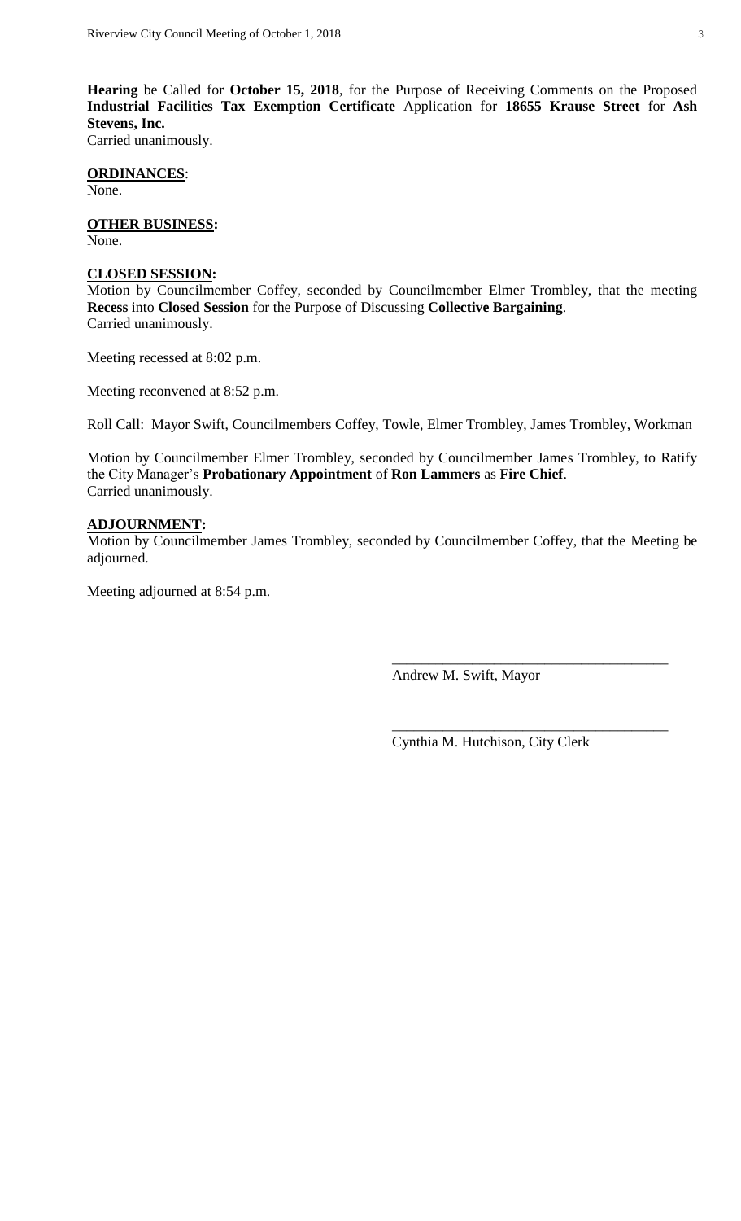**Hearing** be Called for **October 15, 2018**, for the Purpose of Receiving Comments on the Proposed **Industrial Facilities Tax Exemption Certificate** Application for **18655 Krause Street** for **Ash Stevens, Inc.**
Carried unanimously.

**ORDINANCES**:
None.

**OTHER BUSINESS:**
None.

**CLOSED SESSION:**
Motion by Councilmember Coffey, seconded by Councilmember Elmer Trombley, that the meeting **Recess** into **Closed Session** for the Purpose of Discussing **Collective Bargaining**.
Carried unanimously.

Meeting recessed at 8:02 p.m.

Meeting reconvened at 8:52 p.m.

Roll Call: Mayor Swift, Councilmembers Coffey, Towle, Elmer Trombley, James Trombley, Workman

Motion by Councilmember Elmer Trombley, seconded by Councilmember James Trombley, to Ratify the City Manager's **Probationary Appointment** of **Ron Lammers** as **Fire Chief**.
Carried unanimously.

**ADJOURNMENT:**
Motion by Councilmember James Trombley, seconded by Councilmember Coffey, that the Meeting be adjourned.

Meeting adjourned at 8:54 p.m.

______________________________________
Andrew M. Swift, Mayor

______________________________________
Cynthia M. Hutchison, City Clerk